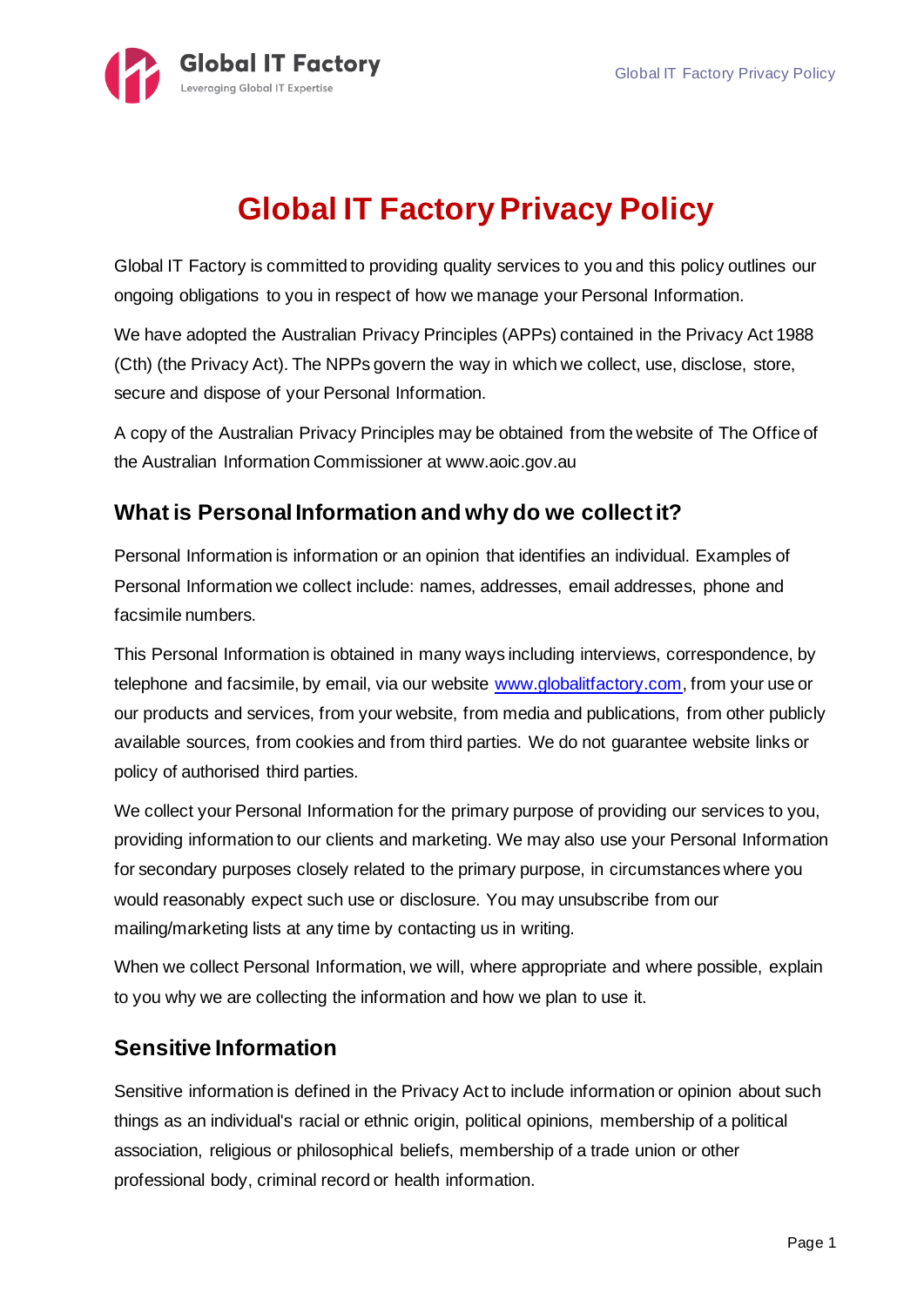# Global IT Factory Privacy Policy

Global IT Factory is committed to providing quality services to you and this policy outlines our ongoing obligations to you in respect of how we manage your Personal Information.

We have adopted the Australian Privacy Principles (APPs) contained in the Privacy Act 1988 (Cth) (the Privacy Act). The NPPs govern the way in which we collect, use, disclose, store, secure and dispose of your Personal Information.

A copy of the Australian Privacy Principles may be obtained from the website of The Office of the Australian Information Commissioner at www.aoic.gov.au

## What is Personal Information and why do we collect it?

Personal Information is information or an opinion that identifies an individual. Examples of Personal Information we collect include: names, addresses, email addresses, phone and facsimile numbers.

This Personal Information is obtained in many ways including interviews, correspondence, by telephone and facsimile, by email, via our website www.globalitfactory.com, from your use or our products and services, from your website, from media and publications, from other publicly available sources, from cookies and from third parties. We do not guarantee website links or policy of authorised third parties.

We collect your Personal Information for the primary purpose of providing our services to you, providing information to our clients and marketing. We may also use your Personal Information for secondary purposes closely related to the primary purpose, in circumstances where you would reasonably expect such use or disclosure. You may unsubscribe from our mailing/marketing lists at any time by contacting us in writing.

When we collect Personal Information, we will, where appropriate and where possible, explain to you why we are collecting the information and how we plan to use it.

## Sensitive Information

Sensitive information is defined in the Privacy Act to include information or opinion about such things as an individual's racial or ethnic origin, political opinions, membership of a political association, religious or philosophical beliefs, membership of a trade union or other professional body, criminal record or health information.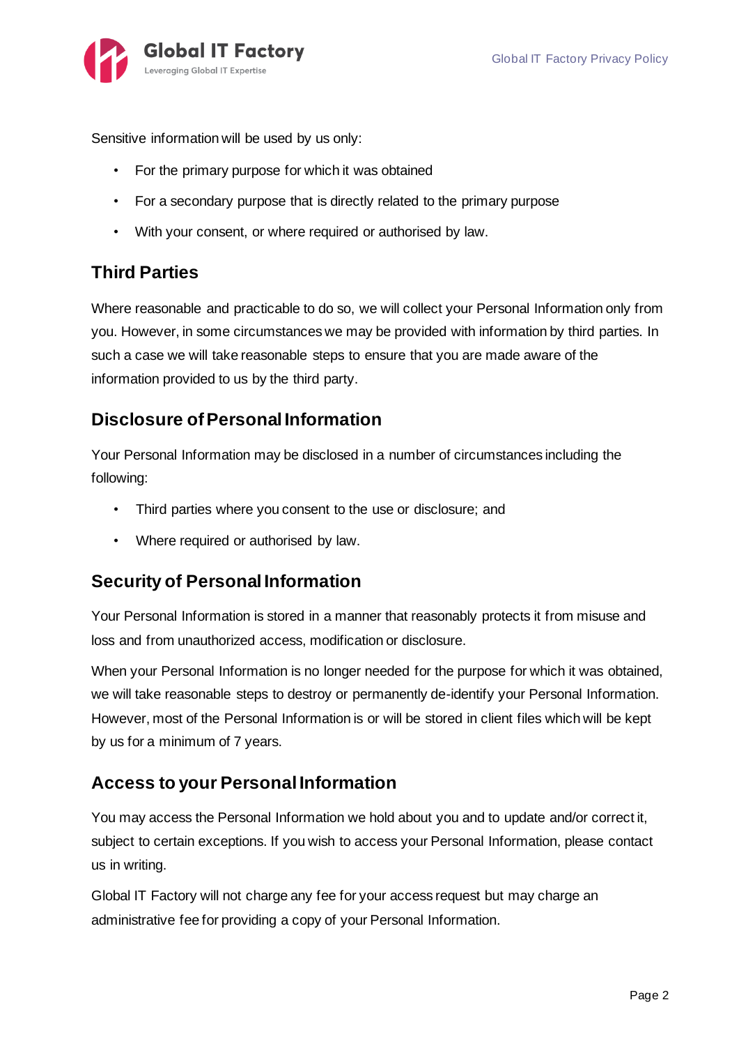Sensitive information will be used by us only:

- For the primary purpose for which it was obtained
- For a secondary purpose that is directly related to the primary purpose
- With your consent, or where required or authorised by law.

## Third Parties

Where reasonable and practicable to do so, we will collect your Personal Information only from you. However, in some circumstances we may be provided with information by third parties. In such a case we will take reasonable steps to ensure that you are made aware of the information provided to us by the third party.

## Disclosure of Personal Information

Your Personal Information may be disclosed in a number of circumstances including the following:

- Third parties where you consent to the use or disclosure; and
- Where required or authorised by law.

## Security of Personal Information

Your Personal Information is stored in a manner that reasonably protects it from misuse and loss and from unauthorized access, modification or disclosure.

When your Personal Information is no longer needed for the purpose for which it was obtained, we will take reasonable steps to destroy or permanently de-identify your Personal Information. However, most of the Personal Information is or will be stored in client files which will be kept by us for a minimum of 7 years.

## Access to your Personal Information

You may access the Personal Information we hold about you and to update and/or correct it, subject to certain exceptions. If you wish to access your Personal Information, please contact us in writing.

Global IT Factory will not charge any fee for your access request but may charge an administrative fee for providing a copy of your Personal Information.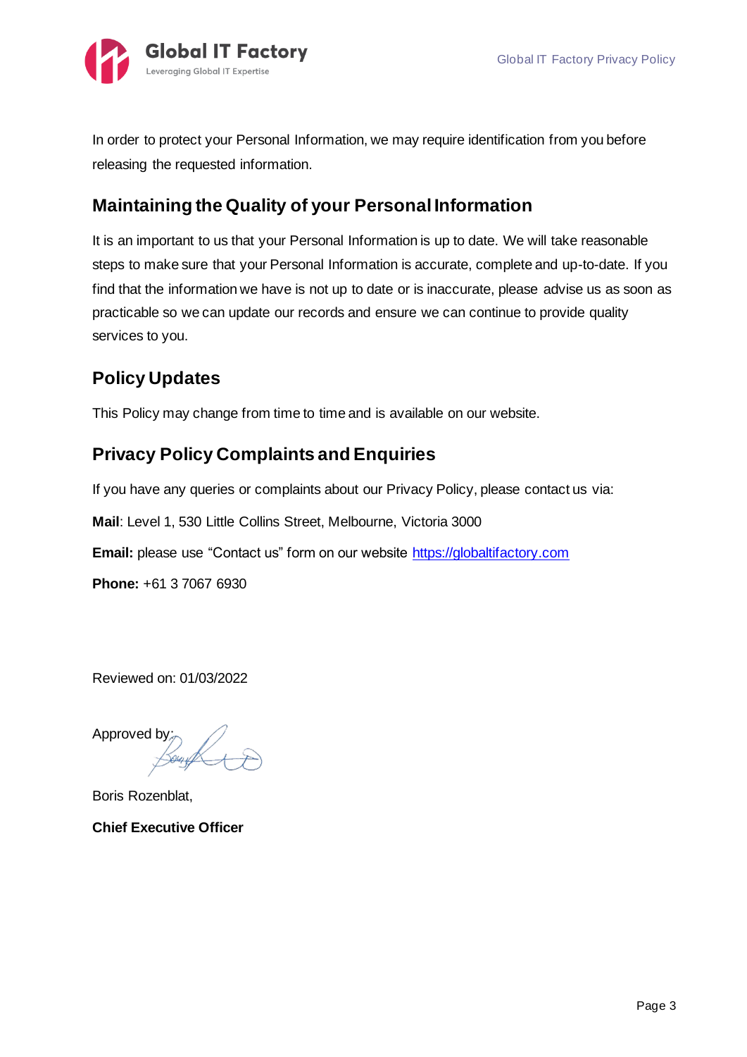In order to protect your Personal Information, we may require identification from you before releasing the requested information.

## Maintaining the Quality of your Personal Information

It is an important to us that your Personal Information is up to date. We will take reasonable steps to make sure that your Personal Information is accurate, complete and up-to-date. If you find that the information we have is not up to date or is inaccurate, please advise us as soon as practicable so we can update our records and ensure we can continue to provide quality services to you.

## Policy Updates

This Policy may change from time to time and is available on our website.

## Privacy Policy Complaints and Enquiries

If you have any queries or complaints about our Privacy Policy, please contact us via:

**Mail**: Level 1, 530 Little Collins Street, Melbourne, Victoria 3000

**Email:** please use “Contact us” form on our website https://globaltifactory.com

**Phone:** +61 3 7067 6930

Reviewed on: 01/03/2022

Approved by:

Boris Rozenblat,

**Chief Executive Officer**